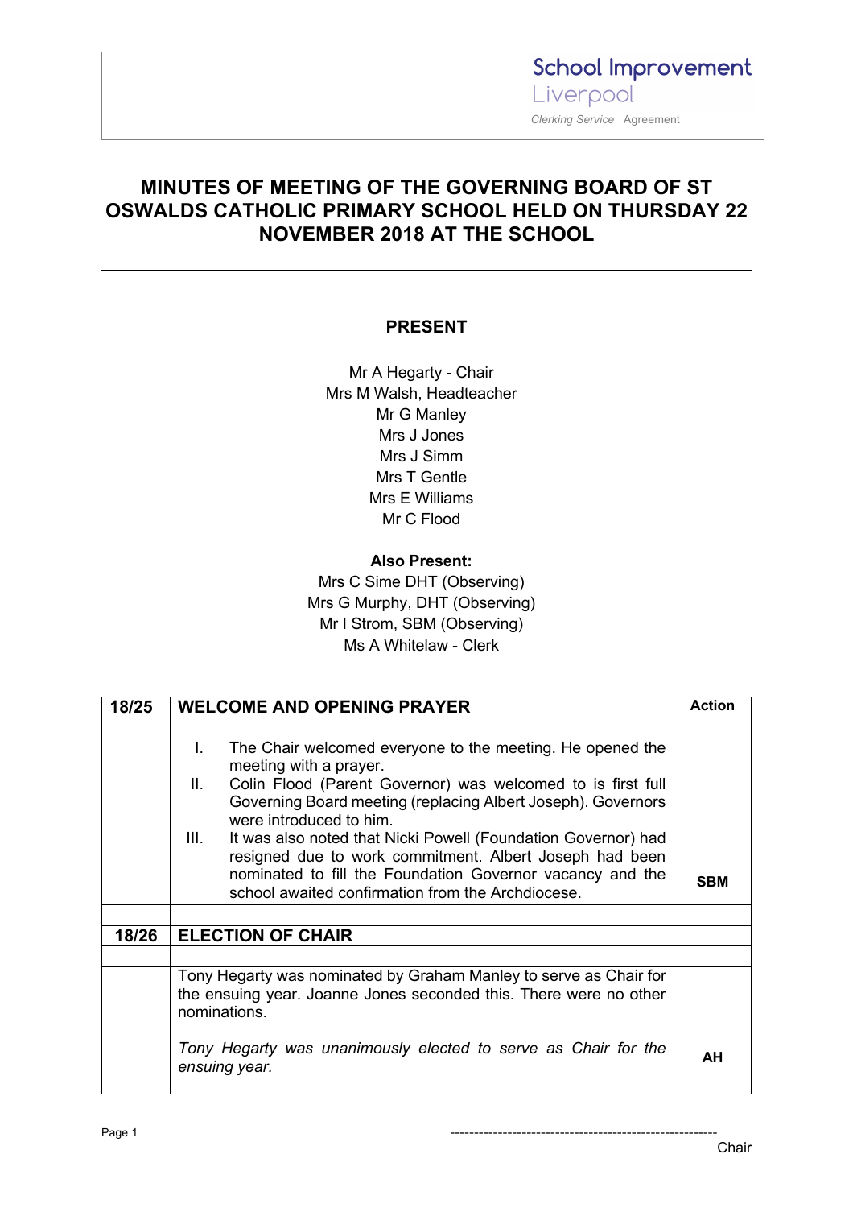School Improvement Liverpool
*Clerking Service* Agreement

# MINUTES OF MEETING OF THE GOVERNING BOARD OF ST OSWALDS CATHOLIC PRIMARY SCHOOL HELD ON THURSDAY 22 NOVEMBER 2018 AT THE SCHOOL

## PRESENT

Mr A Hegarty - Chair
Mrs M Walsh, Headteacher
Mr G Manley
Mrs J Jones
Mrs J Simm
Mrs T Gentle
Mrs E Williams
Mr C Flood

**Also Present:**
Mrs C Sime DHT (Observing)
Mrs G Murphy, DHT (Observing)
Mr I Strom, SBM (Observing)
Ms A Whitelaw - Clerk

| 18/25 | WELCOME AND OPENING PRAYER | Action |
|---|---|---|
| | | |
| | I. The Chair welcomed everyone to the meeting. He opened the meeting with a prayer.<br>II. Colin Flood (Parent Governor) was welcomed to is first full Governing Board meeting (replacing Albert Joseph). Governors were introduced to him.<br>III. It was also noted that Nicki Powell (Foundation Governor) had resigned due to work commitment. Albert Joseph had been nominated to fill the Foundation Governor vacancy and the school awaited confirmation from the Archdiocese. | SBM |
| | | |
| **18/26** | **ELECTION OF CHAIR** | |
| | | |
| | Tony Hegarty was nominated by Graham Manley to serve as Chair for the ensuing year. Joanne Jones seconded this. There were no other nominations.<br><br>*Tony Hegarty was unanimously elected to serve as Chair for the ensuing year.* | AH |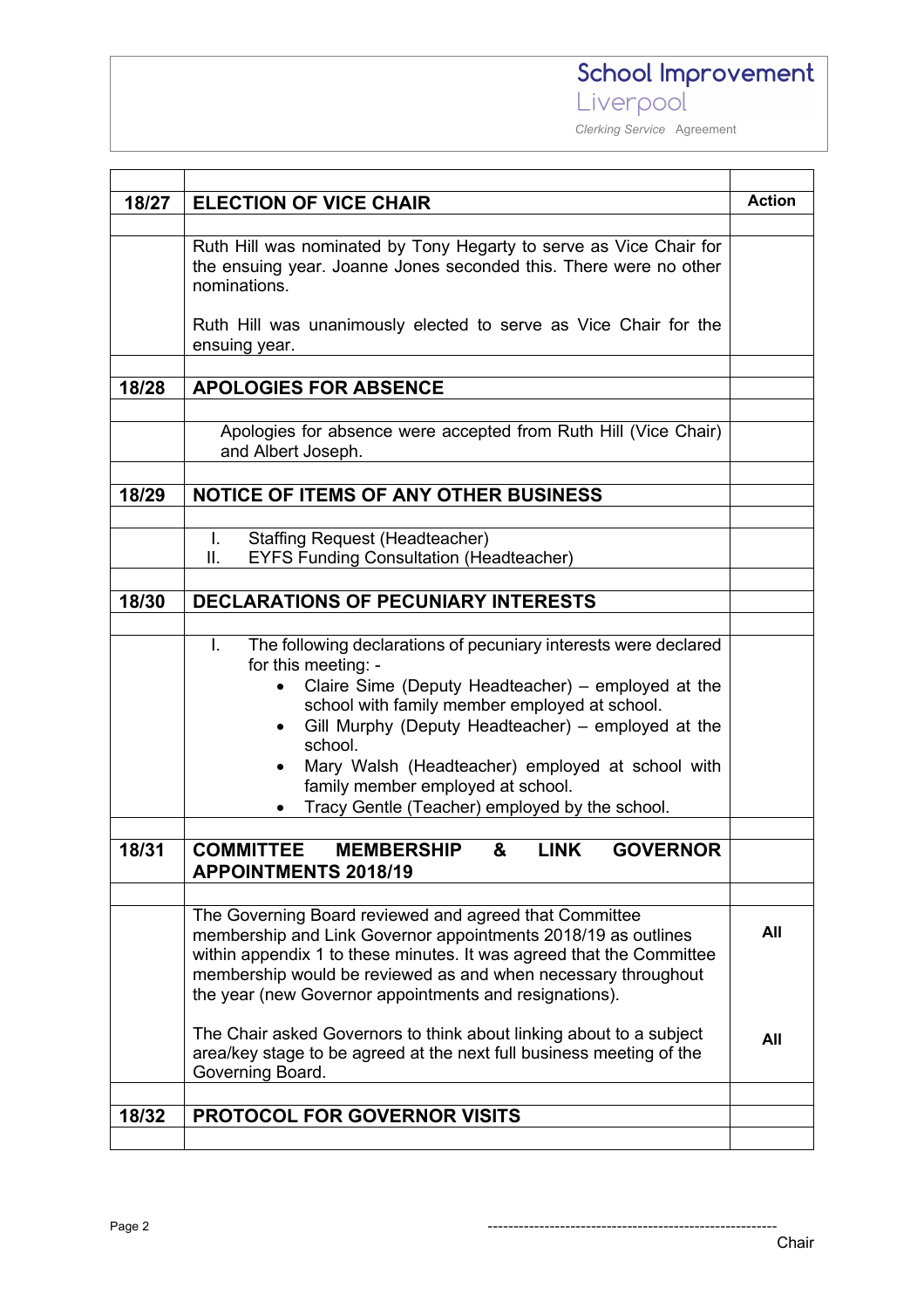| | | |
|---|---|---|
| **18/27** | **ELECTION OF VICE CHAIR** | **Action** |
| | Ruth Hill was nominated by Tony Hegarty to serve as Vice Chair for the ensuing year. Joanne Jones seconded this. There were no other nominations.<br><br>Ruth Hill was unanimously elected to serve as Vice Chair for the ensuing year. | |
| **18/28** | **APOLOGIES FOR ABSENCE** | |
| | Apologies for absence were accepted from Ruth Hill (Vice Chair) and Albert Joseph. | |
| **18/29** | **NOTICE OF ITEMS OF ANY OTHER BUSINESS** | |
| | I. Staffing Request (Headteacher)<br>II. EYFS Funding Consultation (Headteacher) | |
| **18/30** | **DECLARATIONS OF PECUNIARY INTERESTS** | |
| | I. The following declarations of pecuniary interests were declared for this meeting: -<br>• Claire Sime (Deputy Headteacher) – employed at the school with family member employed at school.<br>• Gill Murphy (Deputy Headteacher) – employed at the school.<br>• Mary Walsh (Headteacher) employed at school with family member employed at school.<br>• Tracy Gentle (Teacher) employed by the school. | |
| **18/31** | **COMMITTEE MEMBERSHIP & LINK GOVERNOR APPOINTMENTS 2018/19** | |
| | The Governing Board reviewed and agreed that Committee membership and Link Governor appointments 2018/19 as outlines within appendix 1 to these minutes. It was agreed that the Committee membership would be reviewed as and when necessary throughout the year (new Governor appointments and resignations). | **All** |
| | The Chair asked Governors to think about linking about to a subject area/key stage to be agreed at the next full business meeting of the Governing Board. | **All** |
| **18/32** | **PROTOCOL FOR GOVERNOR VISITS** | |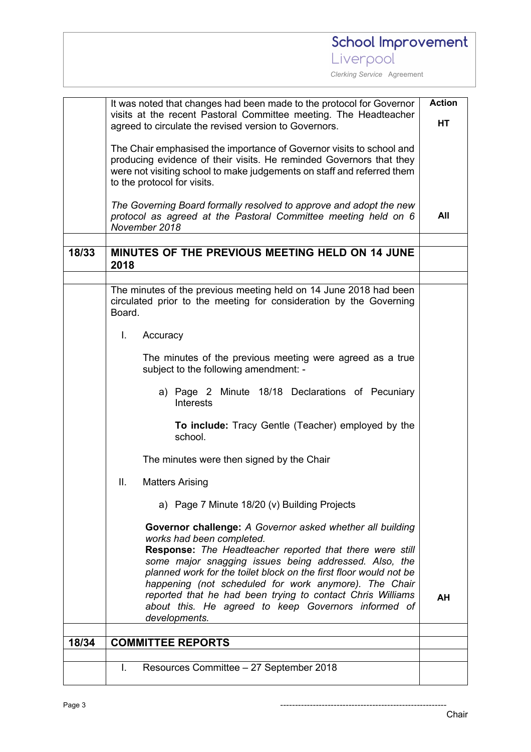| | | Action |
|---|---|---|
| | It was noted that changes had been made to the protocol for Governor visits at the recent Pastoral Committee meeting. The Headteacher agreed to circulate the revised version to Governors. | HT |
| | The Chair emphasised the importance of Governor visits to school and producing evidence of their visits. He reminded Governors that they were not visiting school to make judgements on staff and referred them to the protocol for visits. | |
| | *The Governing Board formally resolved to approve and adopt the new protocol as agreed at the Pastoral Committee meeting held on 6 November 2018* | All |
| | | |
| **18/33** | **MINUTES OF THE PREVIOUS MEETING HELD ON 14 JUNE 2018** | |
| | | |
| | The minutes of the previous meeting held on 14 June 2018 had been circulated prior to the meeting for consideration by the Governing Board.<br><br>I. Accuracy<br><br>The minutes of the previous meeting were agreed as a true subject to the following amendment: -<br><br>a) Page 2 Minute 18/18 Declarations of Pecuniary Interests<br><br>**To include:** Tracy Gentle (Teacher) employed by the school.<br><br>The minutes were then signed by the Chair<br><br>II. Matters Arising<br><br>a) Page 7 Minute 18/20 (v) Building Projects<br><br>**Governor challenge:** *A Governor asked whether all building works had been completed.*<br>**Response:** *The Headteacher reported that there were still some major snagging issues being addressed. Also, the planned work for the toilet block on the first floor would not be happening (not scheduled for work anymore). The Chair reported that he had been trying to contact Chris Williams about this. He agreed to keep Governors informed of developments.* | AH |
| | | |
| **18/34** | **COMMITTEE REPORTS** | |
| | | |
| | I. Resources Committee – 27 September 2018 | |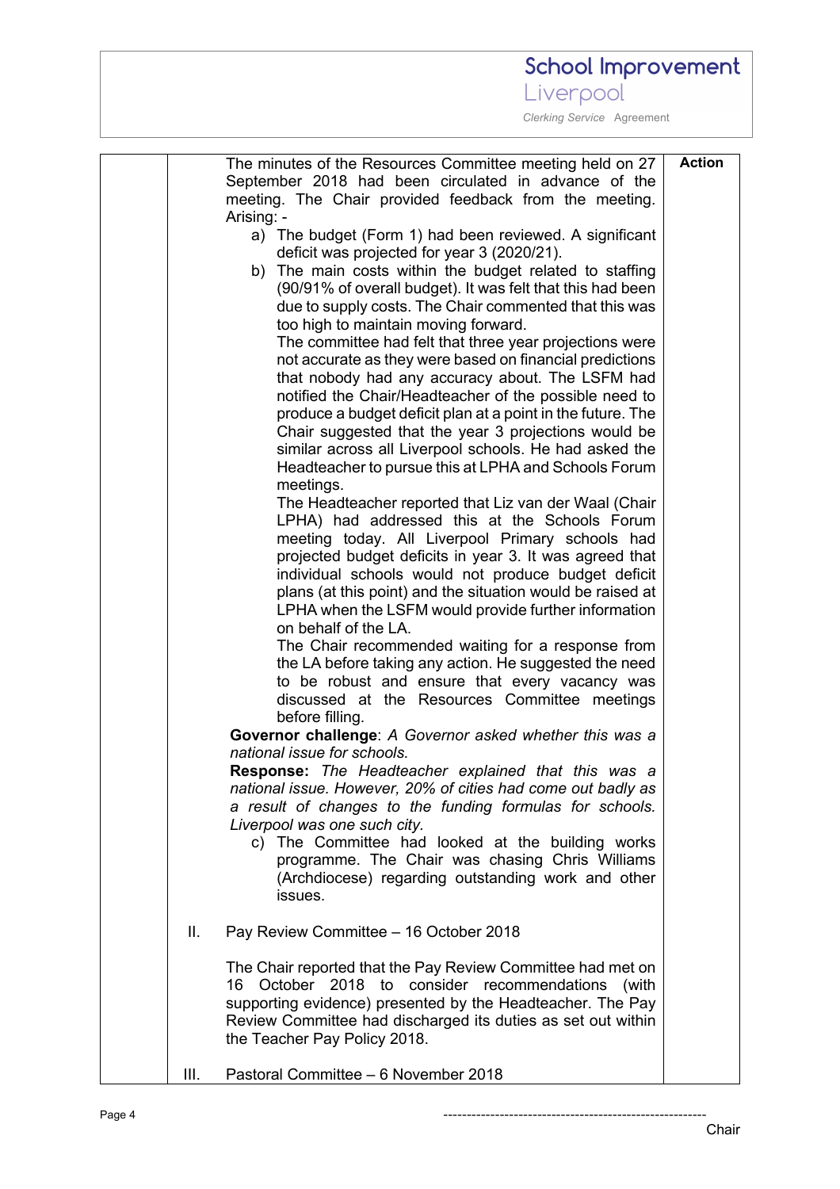| | | | Action |
|---|---|---|---|
| | | The minutes of the Resources Committee meeting held on 27 September 2018 had been circulated in advance of the meeting. The Chair provided feedback from the meeting. Arising: -<br>a) The budget (Form 1) had been reviewed. A significant deficit was projected for year 3 (2020/21).<br>b) The main costs within the budget related to staffing (90/91% of overall budget). It was felt that this had been due to supply costs. The Chair commented that this was too high to maintain moving forward.<br>The committee had felt that three year projections were not accurate as they were based on financial predictions that nobody had any accuracy about. The LSFM had notified the Chair/Headteacher of the possible need to produce a budget deficit plan at a point in the future. The Chair suggested that the year 3 projections would be similar across all Liverpool schools. He had asked the Headteacher to pursue this at LPHA and Schools Forum meetings.<br>The Headteacher reported that Liz van der Waal (Chair LPHA) had addressed this at the Schools Forum meeting today. All Liverpool Primary schools had projected budget deficits in year 3. It was agreed that individual schools would not produce budget deficit plans (at this point) and the situation would be raised at LPHA when the LSFM would provide further information on behalf of the LA.<br>The Chair recommended waiting for a response from the LA before taking any action. He suggested the need to be robust and ensure that every vacancy was discussed at the Resources Committee meetings before filling.<br>**Governor challenge**: *A Governor asked whether this was a national issue for schools.*<br>**Response:** *The Headteacher explained that this was a national issue. However, 20% of cities had come out badly as a result of changes to the funding formulas for schools. Liverpool was one such city.*<br>c) The Committee had looked at the building works programme. The Chair was chasing Chris Williams (Archdiocese) regarding outstanding work and other issues. | |
| | II. | Pay Review Committee – 16 October 2018<br><br>The Chair reported that the Pay Review Committee had met on 16 October 2018 to consider recommendations (with supporting evidence) presented by the Headteacher. The Pay Review Committee had discharged its duties as set out within the Teacher Pay Policy 2018. | |
| | III. | Pastoral Committee – 6 November 2018 | |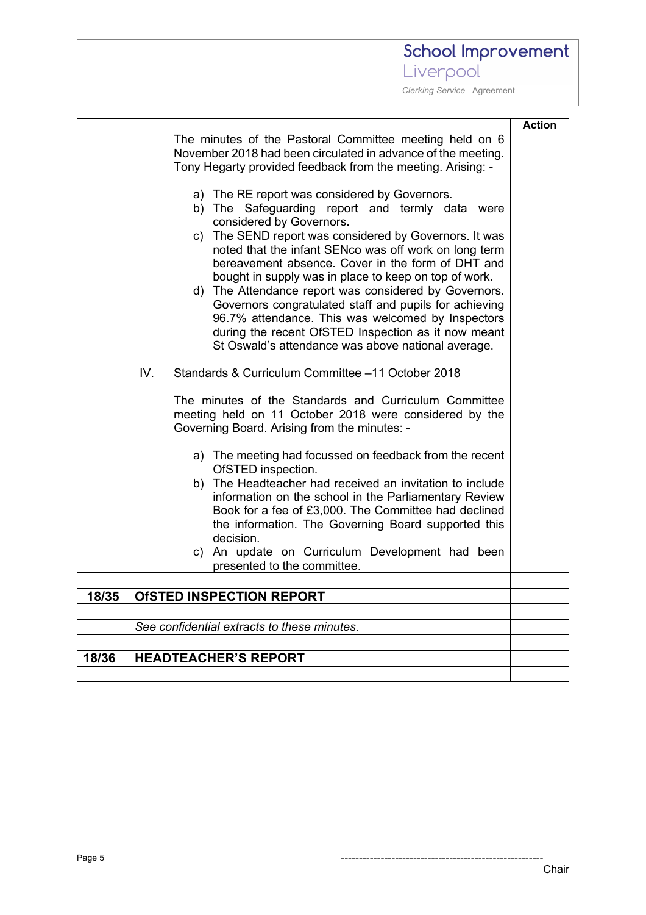| | | Action |
|---|---|---|
| | The minutes of the Pastoral Committee meeting held on 6 November 2018 had been circulated in advance of the meeting. Tony Hegarty provided feedback from the meeting. Arising: -<br><br>a) The RE report was considered by Governors.<br>b) The Safeguarding report and termly data were considered by Governors.<br>c) The SEND report was considered by Governors. It was noted that the infant SENco was off work on long term bereavement absence. Cover in the form of DHT and bought in supply was in place to keep on top of work.<br>d) The Attendance report was considered by Governors. Governors congratulated staff and pupils for achieving 96.7% attendance. This was welcomed by Inspectors during the recent OfSTED Inspection as it now meant St Oswald's attendance was above national average.<br><br>IV. Standards & Curriculum Committee –11 October 2018<br><br>The minutes of the Standards and Curriculum Committee meeting held on 11 October 2018 were considered by the Governing Board. Arising from the minutes: -<br><br>a) The meeting had focussed on feedback from the recent OfSTED inspection.<br>b) The Headteacher had received an invitation to include information on the school in the Parliamentary Review Book for a fee of £3,000. The Committee had declined the information. The Governing Board supported this decision.<br>c) An update on Curriculum Development had been presented to the committee. | |
| | | |
| **18/35** | **OfSTED INSPECTION REPORT** | |
| | | |
| | *See confidential extracts to these minutes.* | |
| | | |
| **18/36** | **HEADTEACHER'S REPORT** | |
| | | |

---------------------------------------------------------
Chair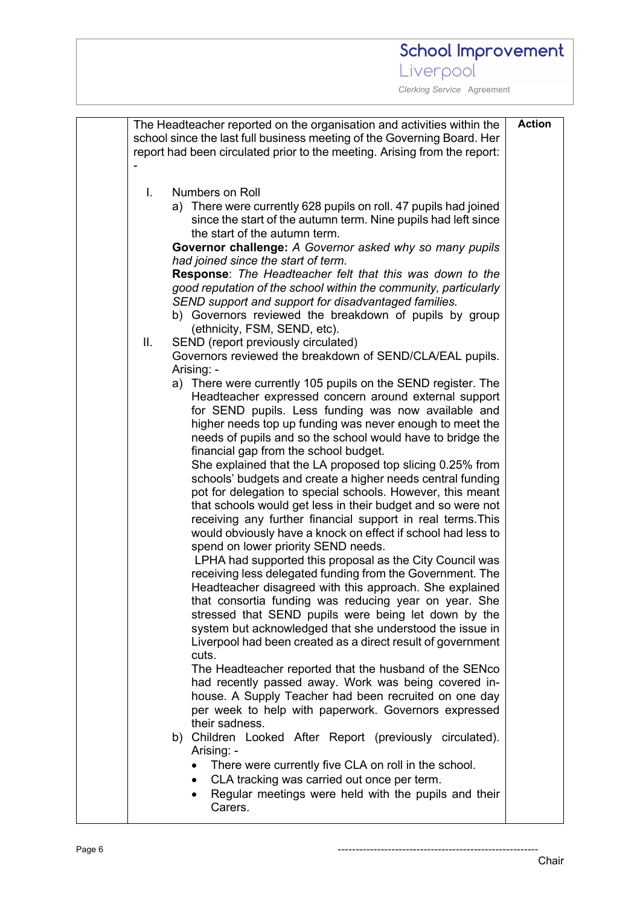| | | Action |
|---|---|---|
| | The Headteacher reported on the organisation and activities within the school since the last full business meeting of the Governing Board. Her report had been circulated prior to the meeting. Arising from the report: - | |

I. Numbers on Roll

a) There were currently 628 pupils on roll. 47 pupils had joined since the start of the autumn term. Nine pupils had left since the start of the autumn term.

**Governor challenge:** *A Governor asked why so many pupils had joined since the start of term.*

**Response**: *The Headteacher felt that this was down to the good reputation of the school within the community, particularly SEND support and support for disadvantaged families.*

b) Governors reviewed the breakdown of pupils by group (ethnicity, FSM, SEND, etc).

II. SEND (report previously circulated)

Governors reviewed the breakdown of SEND/CLA/EAL pupils. Arising: -

a) There were currently 105 pupils on the SEND register. The Headteacher expressed concern around external support for SEND pupils. Less funding was now available and higher needs top up funding was never enough to meet the needs of pupils and so the school would have to bridge the financial gap from the school budget.

She explained that the LA proposed top slicing 0.25% from schools' budgets and create a higher needs central funding pot for delegation to special schools. However, this meant that schools would get less in their budget and so were not receiving any further financial support in real terms.This would obviously have a knock on effect if school had less to spend on lower priority SEND needs.

LPHA had supported this proposal as the City Council was receiving less delegated funding from the Government. The Headteacher disagreed with this approach. She explained that consortia funding was reducing year on year. She stressed that SEND pupils were being let down by the system but acknowledged that she understood the issue in Liverpool had been created as a direct result of government cuts.

The Headteacher reported that the husband of the SENco had recently passed away. Work was being covered in-house. A Supply Teacher had been recruited on one day per week to help with paperwork. Governors expressed their sadness.

b) Children Looked After Report (previously circulated). Arising: -

- There were currently five CLA on roll in the school.
- CLA tracking was carried out once per term.
- Regular meetings were held with the pupils and their Carers.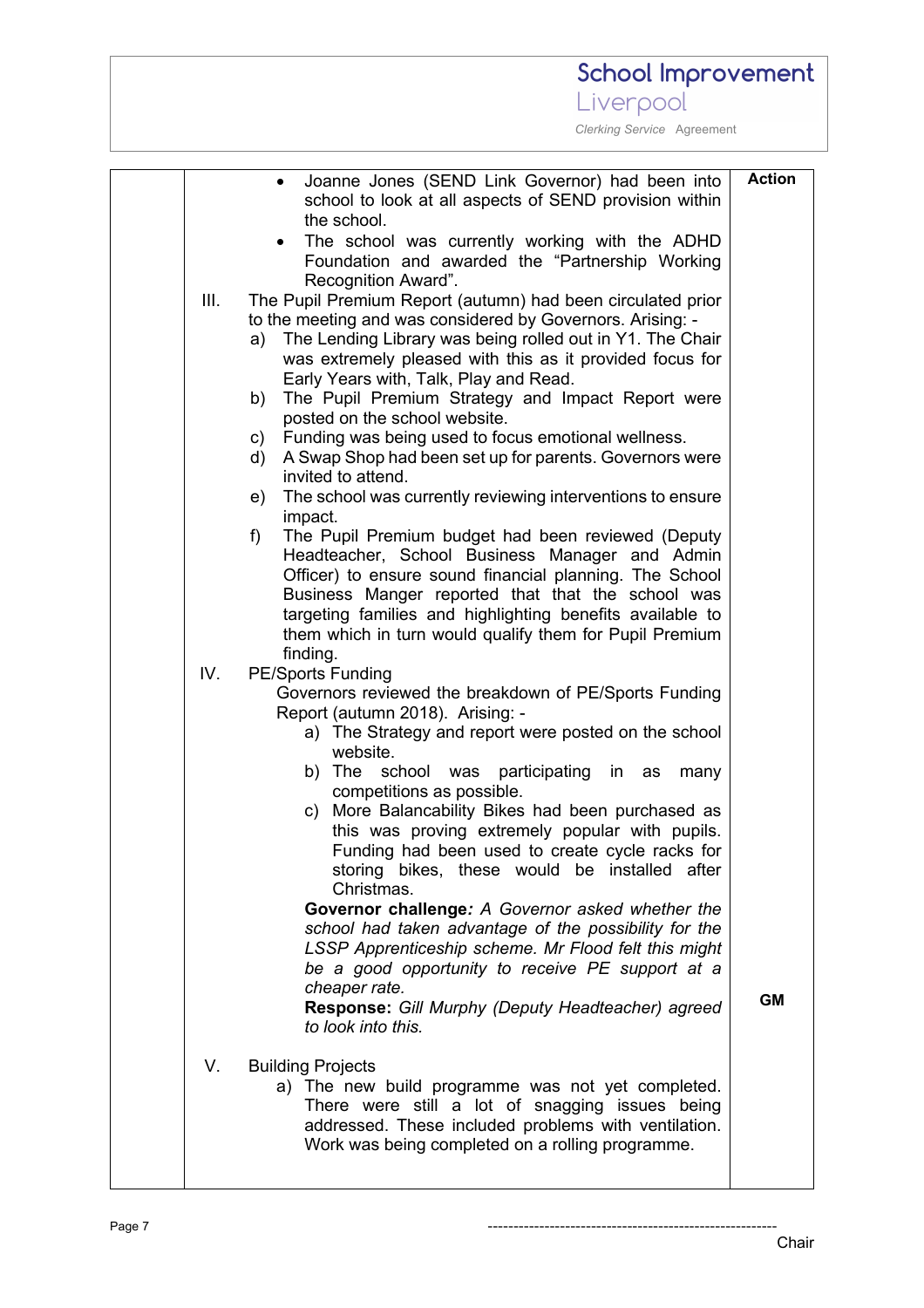| | | Action |
|---|---|---|
| | • Joanne Jones (SEND Link Governor) had been into school to look at all aspects of SEND provision within the school.<br>• The school was currently working with the ADHD Foundation and awarded the "Partnership Working Recognition Award".<br><br>III. The Pupil Premium Report (autumn) had been circulated prior to the meeting and was considered by Governors. Arising: -<br>a) The Lending Library was being rolled out in Y1. The Chair was extremely pleased with this as it provided focus for Early Years with, Talk, Play and Read.<br>b) The Pupil Premium Strategy and Impact Report were posted on the school website.<br>c) Funding was being used to focus emotional wellness.<br>d) A Swap Shop had been set up for parents. Governors were invited to attend.<br>e) The school was currently reviewing interventions to ensure impact.<br>f) The Pupil Premium budget had been reviewed (Deputy Headteacher, School Business Manager and Admin Officer) to ensure sound financial planning. The School Business Manger reported that that the school was targeting families and highlighting benefits available to them which in turn would qualify them for Pupil Premium finding.<br><br>IV. PE/Sports Funding<br>Governors reviewed the breakdown of PE/Sports Funding Report (autumn 2018). Arising: -<br>a) The Strategy and report were posted on the school website.<br>b) The school was participating in as many competitions as possible.<br>c) More Balancability Bikes had been purchased as this was proving extremely popular with pupils. Funding had been used to create cycle racks for storing bikes, these would be installed after Christmas.<br>**Governor challenge***: A Governor asked whether the school had taken advantage of the possibility for the LSSP Apprenticeship scheme. Mr Flood felt this might be a good opportunity to receive PE support at a cheaper rate.*<br>**Response:** *Gill Murphy (Deputy Headteacher) agreed to look into this.*<br><br>V. Building Projects<br>a) The new build programme was not yet completed. There were still a lot of snagging issues being addressed. These included problems with ventilation. Work was being completed on a rolling programme. | <br><br><br><br><br><br><br><br><br><br><br><br><br><br><br><br><br><br><br><br><br><br><br><br><br><br><br><br><br><br><br><br><br>**GM** |

-------------------------------------------------------
Chair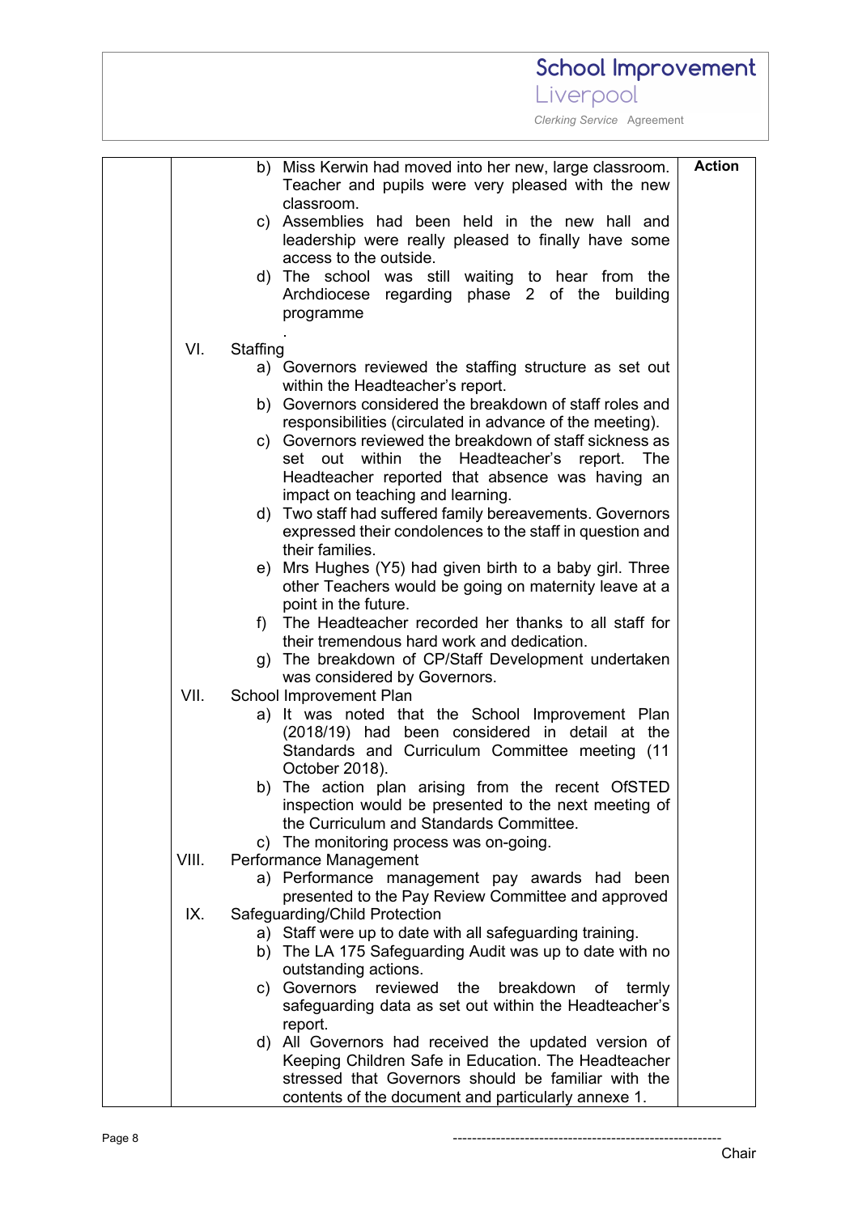| | | Action |
|---|---|---|
| | b) Miss Kerwin had moved into her new, large classroom. Teacher and pupils were very pleased with the new classroom.<br>c) Assemblies had been held in the new hall and leadership were really pleased to finally have some access to the outside.<br>d) The school was still waiting to hear from the Archdiocese regarding phase 2 of the building programme<br>. | |
| | VI. Staffing<br>a) Governors reviewed the staffing structure as set out within the Headteacher's report.<br>b) Governors considered the breakdown of staff roles and responsibilities (circulated in advance of the meeting).<br>c) Governors reviewed the breakdown of staff sickness as set out within the Headteacher's report. The Headteacher reported that absence was having an impact on teaching and learning.<br>d) Two staff had suffered family bereavements. Governors expressed their condolences to the staff in question and their families.<br>e) Mrs Hughes (Y5) had given birth to a baby girl. Three other Teachers would be going on maternity leave at a point in the future.<br>f) The Headteacher recorded her thanks to all staff for their tremendous hard work and dedication.<br>g) The breakdown of CP/Staff Development undertaken was considered by Governors. | |
| | VII. School Improvement Plan<br>a) It was noted that the School Improvement Plan (2018/19) had been considered in detail at the Standards and Curriculum Committee meeting (11 October 2018).<br>b) The action plan arising from the recent OfSTED inspection would be presented to the next meeting of the Curriculum and Standards Committee.<br>c) The monitoring process was on-going. | |
| | VIII. Performance Management<br>a) Performance management pay awards had been presented to the Pay Review Committee and approved | |
| | IX. Safeguarding/Child Protection<br>a) Staff were up to date with all safeguarding training.<br>b) The LA 175 Safeguarding Audit was up to date with no outstanding actions.<br>c) Governors reviewed the breakdown of termly safeguarding data as set out within the Headteacher's report.<br>d) All Governors had received the updated version of Keeping Children Safe in Education. The Headteacher stressed that Governors should be familiar with the contents of the document and particularly annexe 1. | |

-------------------------------------------------------
Chair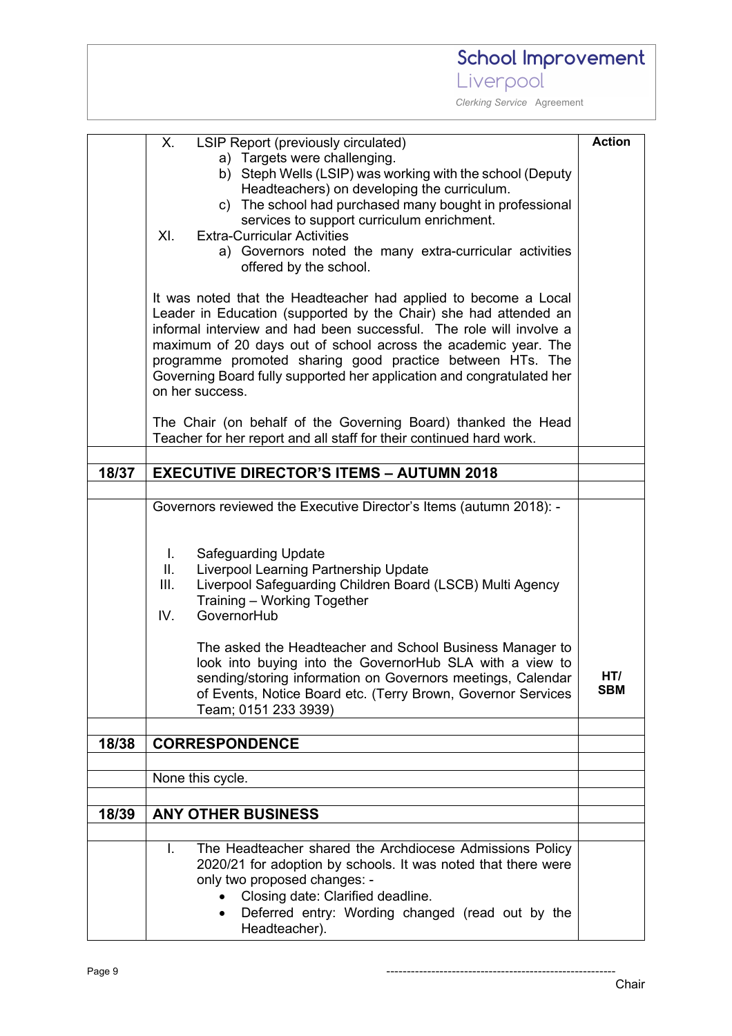| | | Action |
|---|---|---|
| | X. LSIP Report (previously circulated)<br>a) Targets were challenging.<br>b) Steph Wells (LSIP) was working with the school (Deputy Headteachers) on developing the curriculum.<br>c) The school had purchased many bought in professional services to support curriculum enrichment.<br>XI. Extra-Curricular Activities<br>a) Governors noted the many extra-curricular activities offered by the school.<br><br>It was noted that the Headteacher had applied to become a Local Leader in Education (supported by the Chair) she had attended an informal interview and had been successful. The role will involve a maximum of 20 days out of school across the academic year. The programme promoted sharing good practice between HTs. The Governing Board fully supported her application and congratulated her on her success.<br><br>The Chair (on behalf of the Governing Board) thanked the Head Teacher for her report and all staff for their continued hard work. | |
| | | |
| **18/37** | **EXECUTIVE DIRECTOR'S ITEMS – AUTUMN 2018** | |
| | | |
| | Governors reviewed the Executive Director's Items (autumn 2018): -<br><br>I. Safeguarding Update<br>II. Liverpool Learning Partnership Update<br>III. Liverpool Safeguarding Children Board (LSCB) Multi Agency Training – Working Together<br>IV. GovernorHub<br><br>The asked the Headteacher and School Business Manager to look into buying into the GovernorHub SLA with a view to sending/storing information on Governors meetings, Calendar of Events, Notice Board etc. (Terry Brown, Governor Services Team; 0151 233 3939) | **HT/ SBM** |
| | | |
| **18/38** | **CORRESPONDENCE** | |
| | | |
| | None this cycle. | |
| | | |
| **18/39** | **ANY OTHER BUSINESS** | |
| | | |
| | I. The Headteacher shared the Archdiocese Admissions Policy 2020/21 for adoption by schools. It was noted that there were only two proposed changes: -<br>• Closing date: Clarified deadline.<br>• Deferred entry: Wording changed (read out by the Headteacher). | |

---------------------------------------------------------
Chair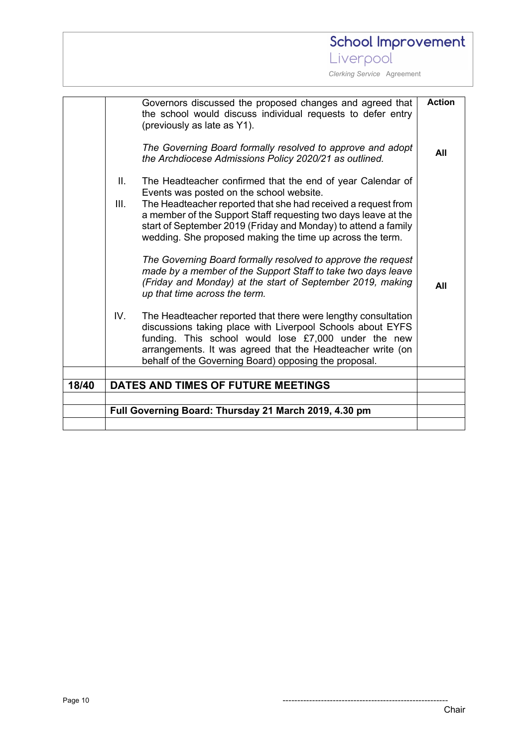| | | Action |
|---|---|---|
| | Governors discussed the proposed changes and agreed that the school would discuss individual requests to defer entry (previously as late as Y1).<br><br>*The Governing Board formally resolved to approve and adopt the Archdiocese Admissions Policy 2020/21 as outlined.* | **All** |
| | II. The Headteacher confirmed that the end of year Calendar of Events was posted on the school website.<br>III. The Headteacher reported that she had received a request from a member of the Support Staff requesting two days leave at the start of September 2019 (Friday and Monday) to attend a family wedding. She proposed making the time up across the term.<br><br>*The Governing Board formally resolved to approve the request made by a member of the Support Staff to take two days leave (Friday and Monday) at the start of September 2019, making up that time across the term.* | **All** |
| | IV. The Headteacher reported that there were lengthy consultation discussions taking place with Liverpool Schools about EYFS funding. This school would lose £7,000 under the new arrangements. It was agreed that the Headteacher write (on behalf of the Governing Board) opposing the proposal. | |
| | | |
| **18/40** | **DATES AND TIMES OF FUTURE MEETINGS** | |
| | | |
| | **Full Governing Board: Thursday 21 March 2019, 4.30 pm** | |
| | | |

---------------------------------------------------------
Chair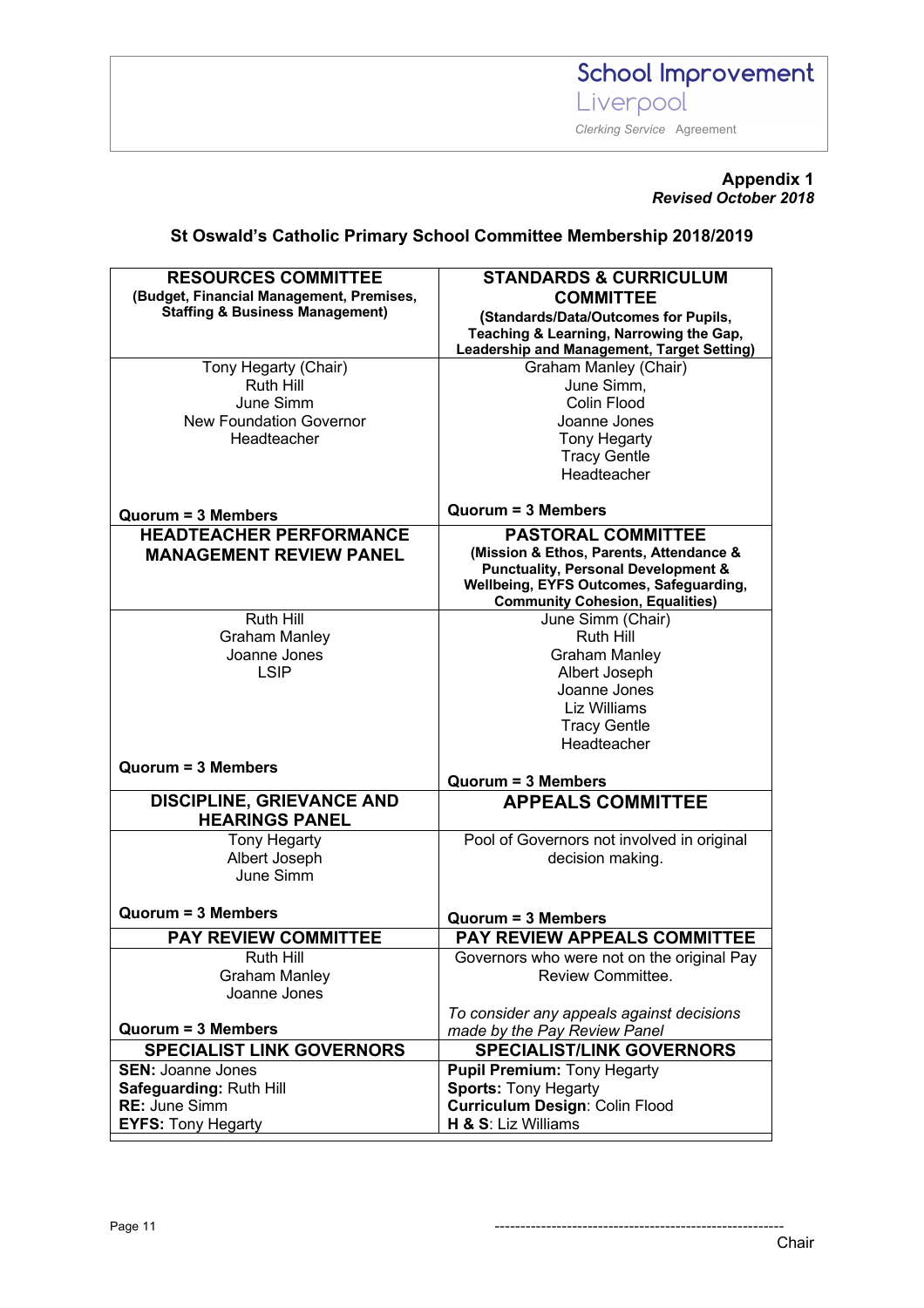**Appendix 1**
***Revised October 2018***

## St Oswald's Catholic Primary School Committee Membership 2018/2019

| | |
|---|---|
| **RESOURCES COMMITTEE**<br>**(Budget, Financial Management, Premises, Staffing & Business Management)** | **STANDARDS & CURRICULUM COMMITTEE**<br>**(Standards/Data/Outcomes for Pupils, Teaching & Learning, Narrowing the Gap, Leadership and Management, Target Setting)** |
| Tony Hegarty (Chair)<br>Ruth Hill<br>June Simm<br>New Foundation Governor<br>Headteacher<br><br>**Quorum = 3 Members** | Graham Manley (Chair)<br>June Simm,<br>Colin Flood<br>Joanne Jones<br>Tony Hegarty<br>Tracy Gentle<br>Headteacher<br><br>**Quorum = 3 Members** |
| **HEADTEACHER PERFORMANCE MANAGEMENT REVIEW PANEL** | **PASTORAL COMMITTEE**<br>**(Mission & Ethos, Parents, Attendance & Punctuality, Personal Development & Wellbeing, EYFS Outcomes, Safeguarding, Community Cohesion, Equalities)** |
| Ruth Hill<br>Graham Manley<br>Joanne Jones<br>LSIP<br><br>**Quorum = 3 Members** | June Simm (Chair)<br>Ruth Hill<br>Graham Manley<br>Albert Joseph<br>Joanne Jones<br>Liz Williams<br>Tracy Gentle<br>Headteacher<br><br>**Quorum = 3 Members** |
| **DISCIPLINE, GRIEVANCE AND HEARINGS PANEL** | **APPEALS COMMITTEE** |
| Tony Hegarty<br>Albert Joseph<br>June Simm<br><br>**Quorum = 3 Members** | Pool of Governors not involved in original decision making.<br><br>**Quorum = 3 Members** |
| **PAY REVIEW COMMITTEE** | **PAY REVIEW APPEALS COMMITTEE** |
| Ruth Hill<br>Graham Manley<br>Joanne Jones<br><br>**Quorum = 3 Members** | Governors who were not on the original Pay Review Committee.<br><br>*To consider any appeals against decisions made by the Pay Review Panel* |
| **SPECIALIST LINK GOVERNORS** | **SPECIALIST/LINK GOVERNORS** |
| **SEN:** Joanne Jones<br>**Safeguarding:** Ruth Hill<br>**RE:** June Simm<br>**EYFS:** Tony Hegarty | **Pupil Premium:** Tony Hegarty<br>**Sports:** Tony Hegarty<br>**Curriculum Design**: Colin Flood<br>**H & S**: Liz Williams |

---------------------------------------------------------
Chair